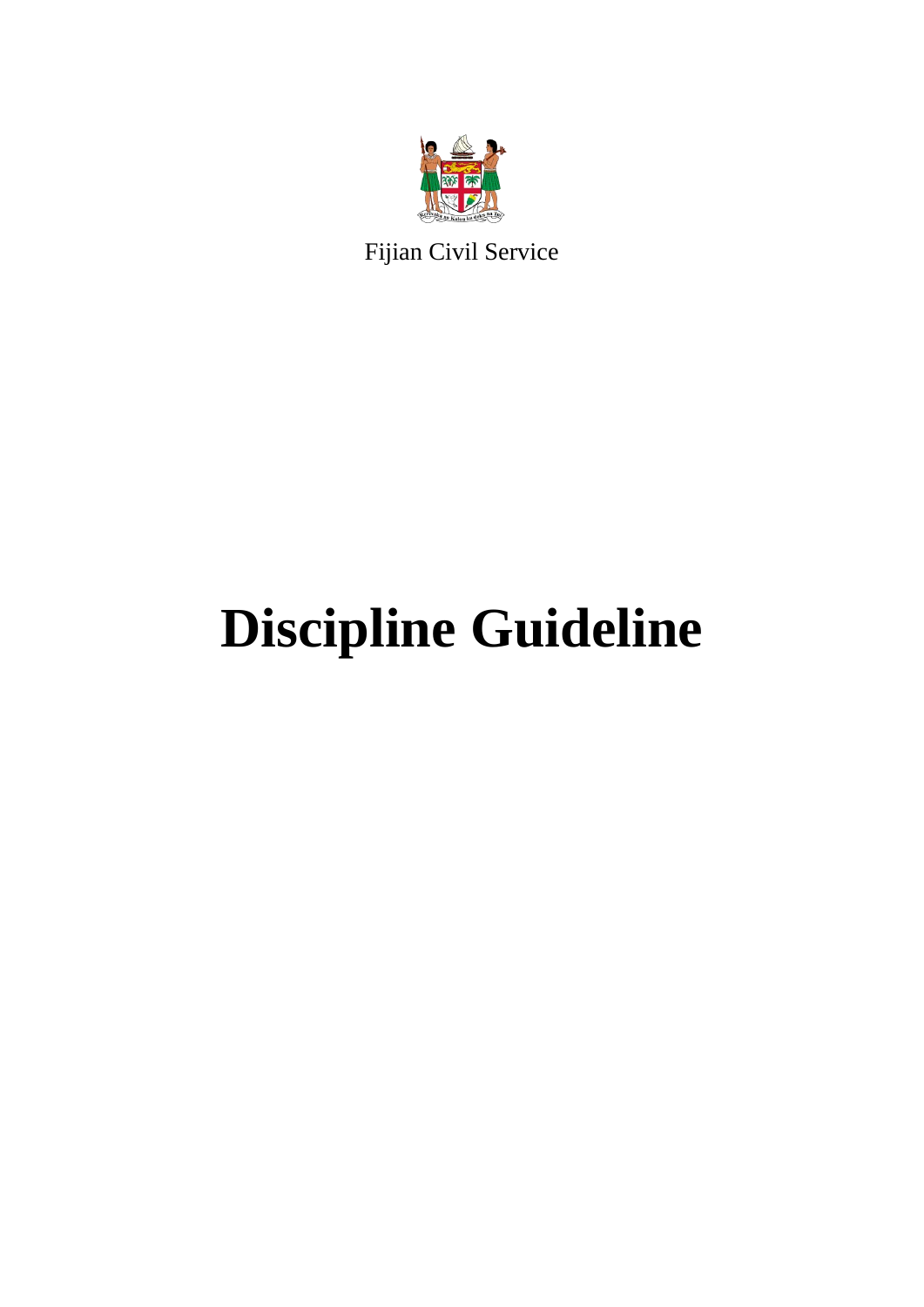Fijian Civil Service

# Discipline Guideline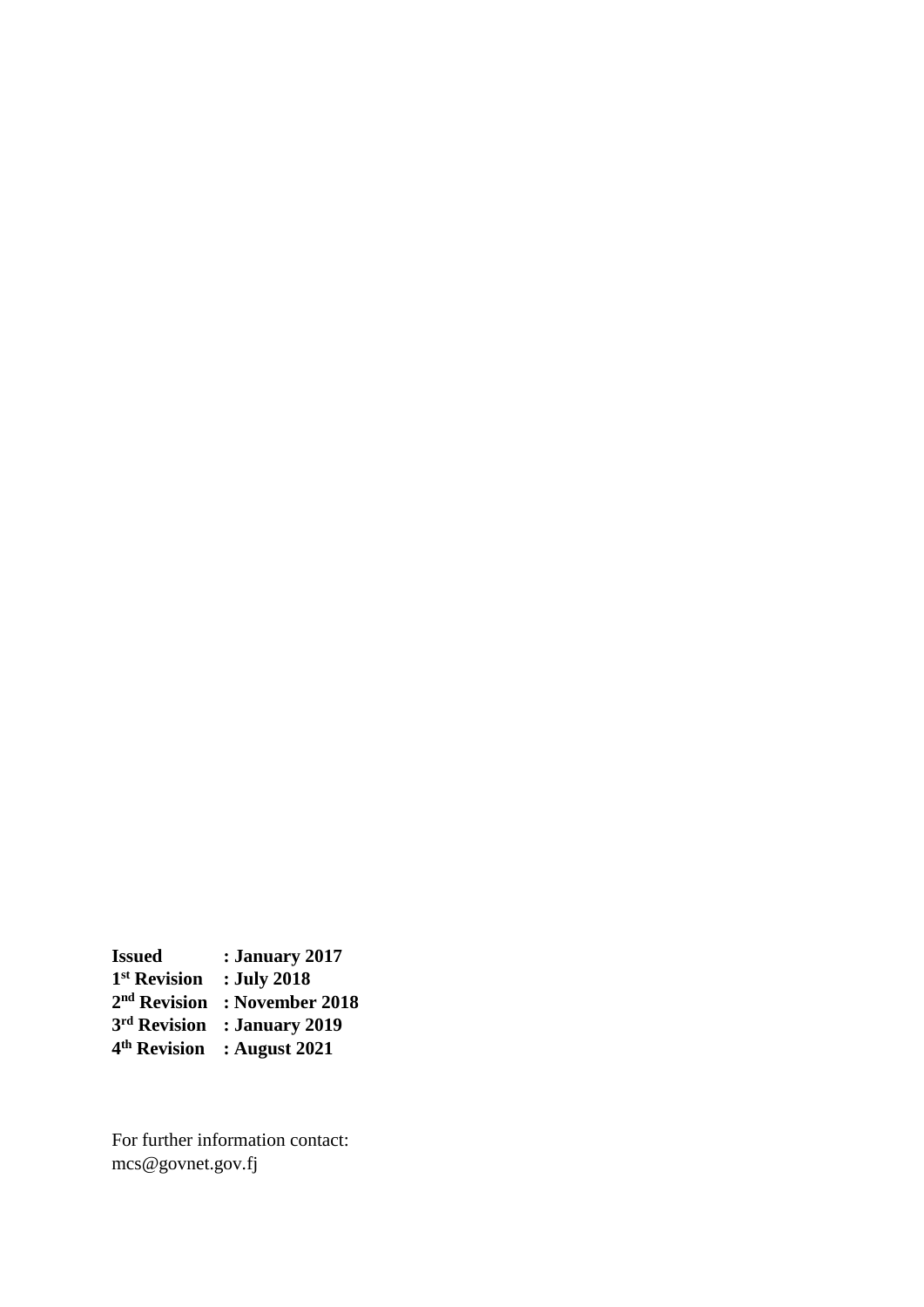**Issued : January 2017**
**1st Revision : July 2018**
**2nd Revision : November 2018**
**3rd Revision : January 2019**
**4th Revision : August 2021**

For further information contact:
mcs@govnet.gov.fj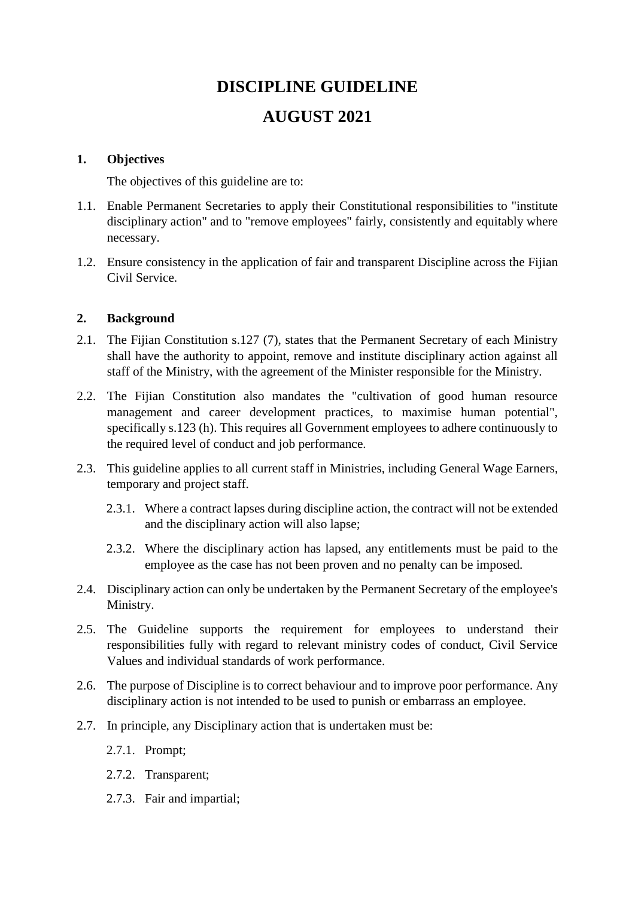# DISCIPLINE GUIDELINE

# AUGUST 2021

## 1. Objectives

The objectives of this guideline are to:

1.1. Enable Permanent Secretaries to apply their Constitutional responsibilities to "institute disciplinary action" and to "remove employees" fairly, consistently and equitably where necessary.

1.2. Ensure consistency in the application of fair and transparent Discipline across the Fijian Civil Service.

## 2. Background

2.1. The Fijian Constitution s.127 (7), states that the Permanent Secretary of each Ministry shall have the authority to appoint, remove and institute disciplinary action against all staff of the Ministry, with the agreement of the Minister responsible for the Ministry.

2.2. The Fijian Constitution also mandates the "cultivation of good human resource management and career development practices, to maximise human potential", specifically s.123 (h). This requires all Government employees to adhere continuously to the required level of conduct and job performance.

2.3. This guideline applies to all current staff in Ministries, including General Wage Earners, temporary and project staff.

- 2.3.1. Where a contract lapses during discipline action, the contract will not be extended and the disciplinary action will also lapse;
- 2.3.2. Where the disciplinary action has lapsed, any entitlements must be paid to the employee as the case has not been proven and no penalty can be imposed.

2.4. Disciplinary action can only be undertaken by the Permanent Secretary of the employee's Ministry.

2.5. The Guideline supports the requirement for employees to understand their responsibilities fully with regard to relevant ministry codes of conduct, Civil Service Values and individual standards of work performance.

2.6. The purpose of Discipline is to correct behaviour and to improve poor performance. Any disciplinary action is not intended to be used to punish or embarrass an employee.

2.7. In principle, any Disciplinary action that is undertaken must be:

- 2.7.1. Prompt;
- 2.7.2. Transparent;
- 2.7.3. Fair and impartial;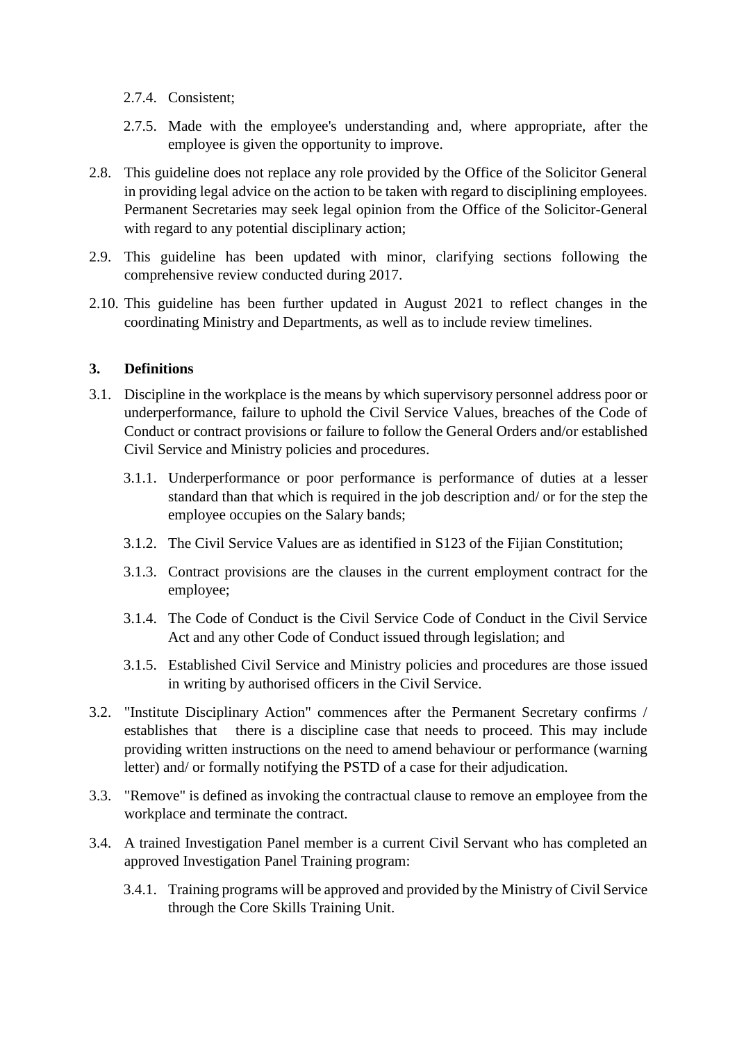2.7.4. Consistent;

2.7.5. Made with the employee's understanding and, where appropriate, after the employee is given the opportunity to improve.

2.8. This guideline does not replace any role provided by the Office of the Solicitor General in providing legal advice on the action to be taken with regard to disciplining employees. Permanent Secretaries may seek legal opinion from the Office of the Solicitor-General with regard to any potential disciplinary action;

2.9. This guideline has been updated with minor, clarifying sections following the comprehensive review conducted during 2017.

2.10. This guideline has been further updated in August 2021 to reflect changes in the coordinating Ministry and Departments, as well as to include review timelines.

## 3. Definitions

3.1. Discipline in the workplace is the means by which supervisory personnel address poor or underperformance, failure to uphold the Civil Service Values, breaches of the Code of Conduct or contract provisions or failure to follow the General Orders and/or established Civil Service and Ministry policies and procedures.

3.1.1. Underperformance or poor performance is performance of duties at a lesser standard than that which is required in the job description and/ or for the step the employee occupies on the Salary bands;

3.1.2. The Civil Service Values are as identified in S123 of the Fijian Constitution;

3.1.3. Contract provisions are the clauses in the current employment contract for the employee;

3.1.4. The Code of Conduct is the Civil Service Code of Conduct in the Civil Service Act and any other Code of Conduct issued through legislation; and

3.1.5. Established Civil Service and Ministry policies and procedures are those issued in writing by authorised officers in the Civil Service.

3.2. "Institute Disciplinary Action" commences after the Permanent Secretary confirms / establishes that there is a discipline case that needs to proceed. This may include providing written instructions on the need to amend behaviour or performance (warning letter) and/ or formally notifying the PSTD of a case for their adjudication.

3.3. "Remove" is defined as invoking the contractual clause to remove an employee from the workplace and terminate the contract.

3.4. A trained Investigation Panel member is a current Civil Servant who has completed an approved Investigation Panel Training program:

3.4.1. Training programs will be approved and provided by the Ministry of Civil Service through the Core Skills Training Unit.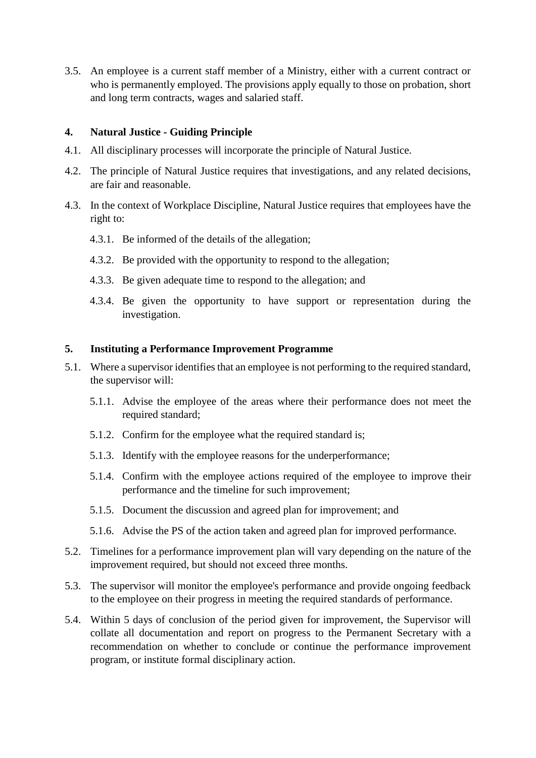3.5. An employee is a current staff member of a Ministry, either with a current contract or who is permanently employed. The provisions apply equally to those on probation, short and long term contracts, wages and salaried staff.

## 4. Natural Justice - Guiding Principle

4.1. All disciplinary processes will incorporate the principle of Natural Justice.

4.2. The principle of Natural Justice requires that investigations, and any related decisions, are fair and reasonable.

4.3. In the context of Workplace Discipline, Natural Justice requires that employees have the right to:

- 4.3.1. Be informed of the details of the allegation;
- 4.3.2. Be provided with the opportunity to respond to the allegation;
- 4.3.3. Be given adequate time to respond to the allegation; and
- 4.3.4. Be given the opportunity to have support or representation during the investigation.

## 5. Instituting a Performance Improvement Programme

5.1. Where a supervisor identifies that an employee is not performing to the required standard, the supervisor will:

- 5.1.1. Advise the employee of the areas where their performance does not meet the required standard;
- 5.1.2. Confirm for the employee what the required standard is;
- 5.1.3. Identify with the employee reasons for the underperformance;
- 5.1.4. Confirm with the employee actions required of the employee to improve their performance and the timeline for such improvement;
- 5.1.5. Document the discussion and agreed plan for improvement; and
- 5.1.6. Advise the PS of the action taken and agreed plan for improved performance.

5.2. Timelines for a performance improvement plan will vary depending on the nature of the improvement required, but should not exceed three months.

5.3. The supervisor will monitor the employee's performance and provide ongoing feedback to the employee on their progress in meeting the required standards of performance.

5.4. Within 5 days of conclusion of the period given for improvement, the Supervisor will collate all documentation and report on progress to the Permanent Secretary with a recommendation on whether to conclude or continue the performance improvement program, or institute formal disciplinary action.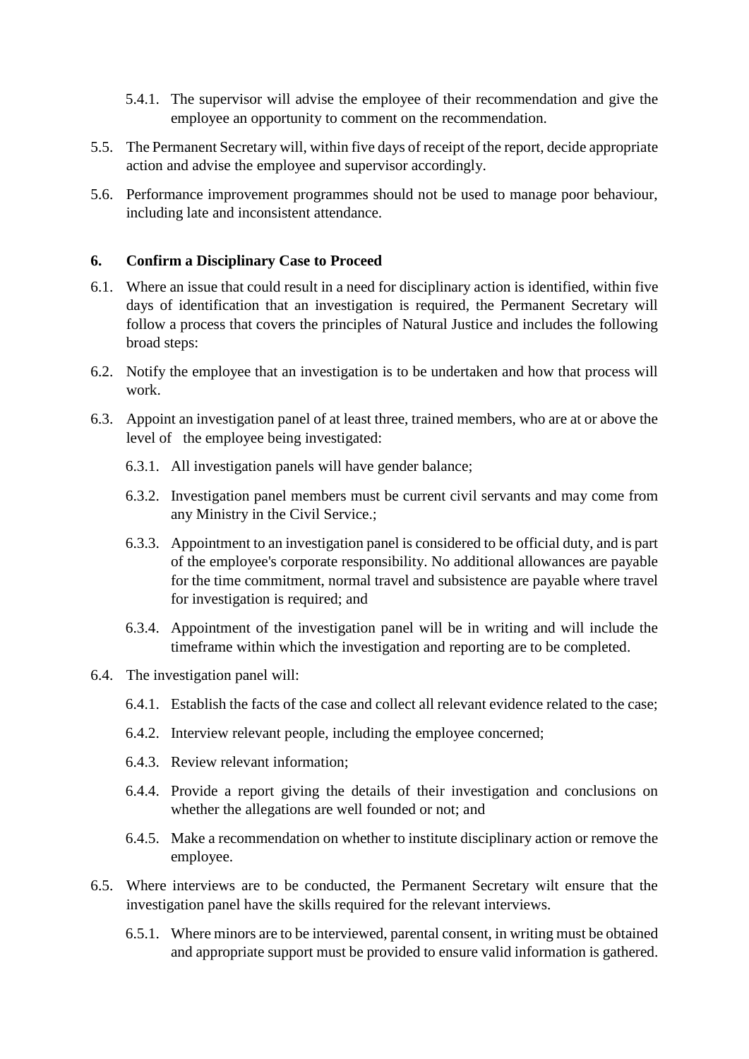5.4.1. The supervisor will advise the employee of their recommendation and give the employee an opportunity to comment on the recommendation.

5.5. The Permanent Secretary will, within five days of receipt of the report, decide appropriate action and advise the employee and supervisor accordingly.

5.6. Performance improvement programmes should not be used to manage poor behaviour, including late and inconsistent attendance.

## 6. Confirm a Disciplinary Case to Proceed

6.1. Where an issue that could result in a need for disciplinary action is identified, within five days of identification that an investigation is required, the Permanent Secretary will follow a process that covers the principles of Natural Justice and includes the following broad steps:

6.2. Notify the employee that an investigation is to be undertaken and how that process will work.

6.3. Appoint an investigation panel of at least three, trained members, who are at or above the level of the employee being investigated:

6.3.1. All investigation panels will have gender balance;

6.3.2. Investigation panel members must be current civil servants and may come from any Ministry in the Civil Service.;

6.3.3. Appointment to an investigation panel is considered to be official duty, and is part of the employee's corporate responsibility. No additional allowances are payable for the time commitment, normal travel and subsistence are payable where travel for investigation is required; and

6.3.4. Appointment of the investigation panel will be in writing and will include the timeframe within which the investigation and reporting are to be completed.

6.4. The investigation panel will:

6.4.1. Establish the facts of the case and collect all relevant evidence related to the case;

6.4.2. Interview relevant people, including the employee concerned;

6.4.3. Review relevant information;

6.4.4. Provide a report giving the details of their investigation and conclusions on whether the allegations are well founded or not; and

6.4.5. Make a recommendation on whether to institute disciplinary action or remove the employee.

6.5. Where interviews are to be conducted, the Permanent Secretary wilt ensure that the investigation panel have the skills required for the relevant interviews.

6.5.1. Where minors are to be interviewed, parental consent, in writing must be obtained and appropriate support must be provided to ensure valid information is gathered.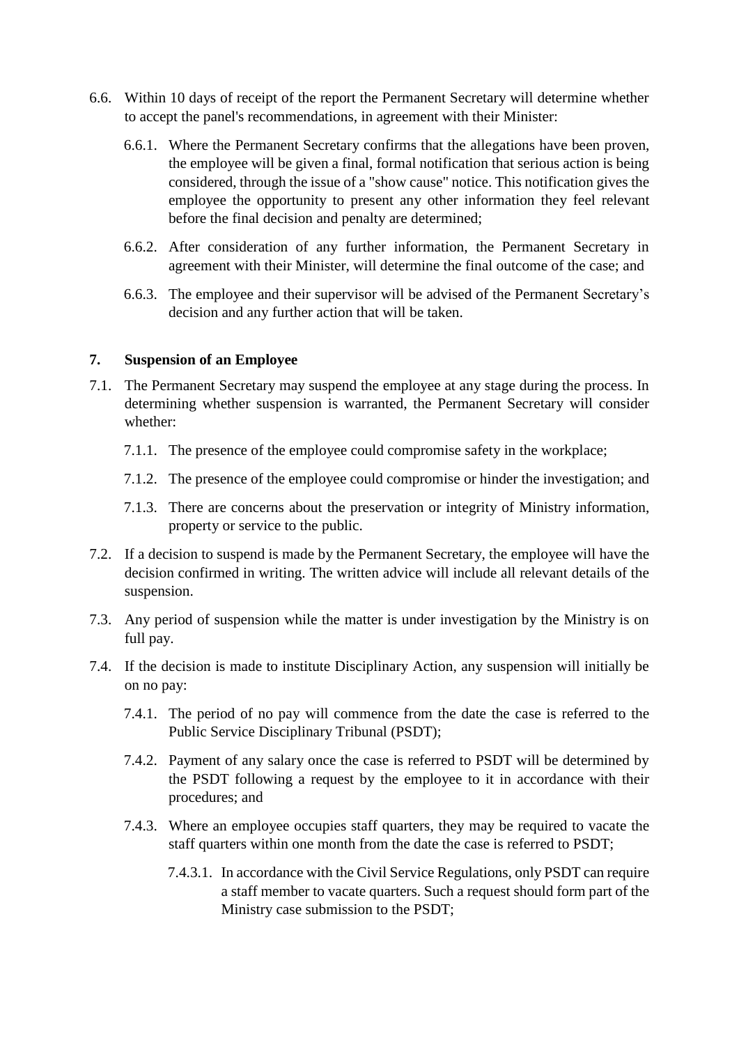6.6. Within 10 days of receipt of the report the Permanent Secretary will determine whether to accept the panel's recommendations, in agreement with their Minister:

   6.6.1. Where the Permanent Secretary confirms that the allegations have been proven, the employee will be given a final, formal notification that serious action is being considered, through the issue of a "show cause" notice. This notification gives the employee the opportunity to present any other information they feel relevant before the final decision and penalty are determined;

   6.6.2. After consideration of any further information, the Permanent Secretary in agreement with their Minister, will determine the final outcome of the case; and

   6.6.3. The employee and their supervisor will be advised of the Permanent Secretary's decision and any further action that will be taken.

## 7. Suspension of an Employee

7.1. The Permanent Secretary may suspend the employee at any stage during the process. In determining whether suspension is warranted, the Permanent Secretary will consider whether:

   7.1.1. The presence of the employee could compromise safety in the workplace;

   7.1.2. The presence of the employee could compromise or hinder the investigation; and

   7.1.3. There are concerns about the preservation or integrity of Ministry information, property or service to the public.

7.2. If a decision to suspend is made by the Permanent Secretary, the employee will have the decision confirmed in writing. The written advice will include all relevant details of the suspension.

7.3. Any period of suspension while the matter is under investigation by the Ministry is on full pay.

7.4. If the decision is made to institute Disciplinary Action, any suspension will initially be on no pay:

   7.4.1. The period of no pay will commence from the date the case is referred to the Public Service Disciplinary Tribunal (PSDT);

   7.4.2. Payment of any salary once the case is referred to PSDT will be determined by the PSDT following a request by the employee to it in accordance with their procedures; and

   7.4.3. Where an employee occupies staff quarters, they may be required to vacate the staff quarters within one month from the date the case is referred to PSDT;

      7.4.3.1. In accordance with the Civil Service Regulations, only PSDT can require a staff member to vacate quarters. Such a request should form part of the Ministry case submission to the PSDT;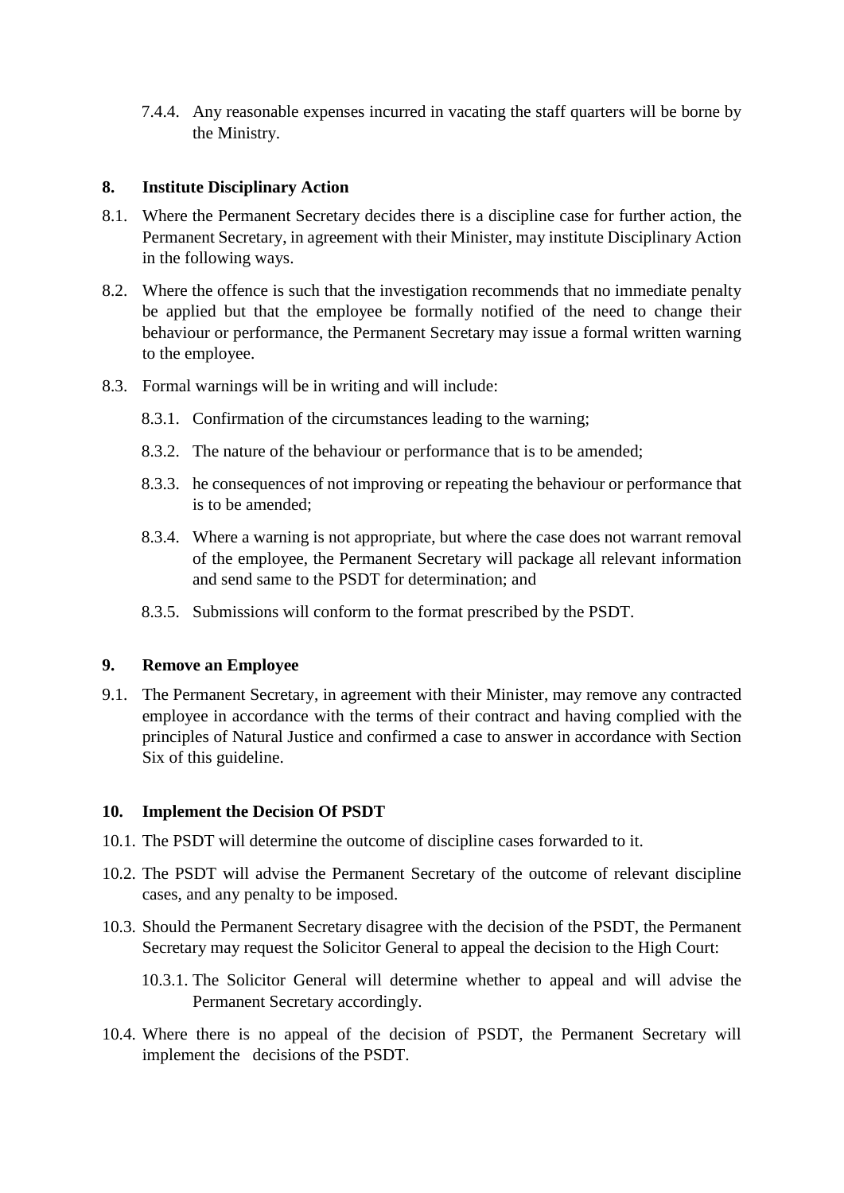7.4.4. Any reasonable expenses incurred in vacating the staff quarters will be borne by the Ministry.

## 8. Institute Disciplinary Action

8.1. Where the Permanent Secretary decides there is a discipline case for further action, the Permanent Secretary, in agreement with their Minister, may institute Disciplinary Action in the following ways.

8.2. Where the offence is such that the investigation recommends that no immediate penalty be applied but that the employee be formally notified of the need to change their behaviour or performance, the Permanent Secretary may issue a formal written warning to the employee.

8.3. Formal warnings will be in writing and will include:

8.3.1. Confirmation of the circumstances leading to the warning;

8.3.2. The nature of the behaviour or performance that is to be amended;

8.3.3. he consequences of not improving or repeating the behaviour or performance that is to be amended;

8.3.4. Where a warning is not appropriate, but where the case does not warrant removal of the employee, the Permanent Secretary will package all relevant information and send same to the PSDT for determination; and

8.3.5. Submissions will conform to the format prescribed by the PSDT.

## 9. Remove an Employee

9.1. The Permanent Secretary, in agreement with their Minister, may remove any contracted employee in accordance with the terms of their contract and having complied with the principles of Natural Justice and confirmed a case to answer in accordance with Section Six of this guideline.

## 10. Implement the Decision Of PSDT

10.1. The PSDT will determine the outcome of discipline cases forwarded to it.

10.2. The PSDT will advise the Permanent Secretary of the outcome of relevant discipline cases, and any penalty to be imposed.

10.3. Should the Permanent Secretary disagree with the decision of the PSDT, the Permanent Secretary may request the Solicitor General to appeal the decision to the High Court:

10.3.1. The Solicitor General will determine whether to appeal and will advise the Permanent Secretary accordingly.

10.4. Where there is no appeal of the decision of PSDT, the Permanent Secretary will implement the decisions of the PSDT.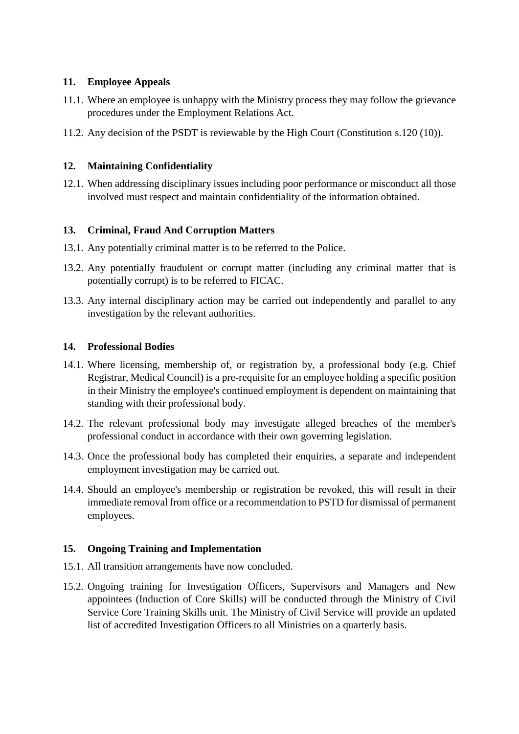## 11. Employee Appeals

11.1. Where an employee is unhappy with the Ministry process they may follow the grievance procedures under the Employment Relations Act.

11.2. Any decision of the PSDT is reviewable by the High Court (Constitution s.120 (10)).

## 12. Maintaining Confidentiality

12.1. When addressing disciplinary issues including poor performance or misconduct all those involved must respect and maintain confidentiality of the information obtained.

## 13. Criminal, Fraud And Corruption Matters

13.1. Any potentially criminal matter is to be referred to the Police.

13.2. Any potentially fraudulent or corrupt matter (including any criminal matter that is potentially corrupt) is to be referred to FICAC.

13.3. Any internal disciplinary action may be carried out independently and parallel to any investigation by the relevant authorities.

## 14. Professional Bodies

14.1. Where licensing, membership of, or registration by, a professional body (e.g. Chief Registrar, Medical Council) is a pre-requisite for an employee holding a specific position in their Ministry the employee's continued employment is dependent on maintaining that standing with their professional body.

14.2. The relevant professional body may investigate alleged breaches of the member's professional conduct in accordance with their own governing legislation.

14.3. Once the professional body has completed their enquiries, a separate and independent employment investigation may be carried out.

14.4. Should an employee's membership or registration be revoked, this will result in their immediate removal from office or a recommendation to PSTD for dismissal of permanent employees.

## 15. Ongoing Training and Implementation

15.1. All transition arrangements have now concluded.

15.2. Ongoing training for Investigation Officers, Supervisors and Managers and New appointees (Induction of Core Skills) will be conducted through the Ministry of Civil Service Core Training Skills unit. The Ministry of Civil Service will provide an updated list of accredited Investigation Officers to all Ministries on a quarterly basis.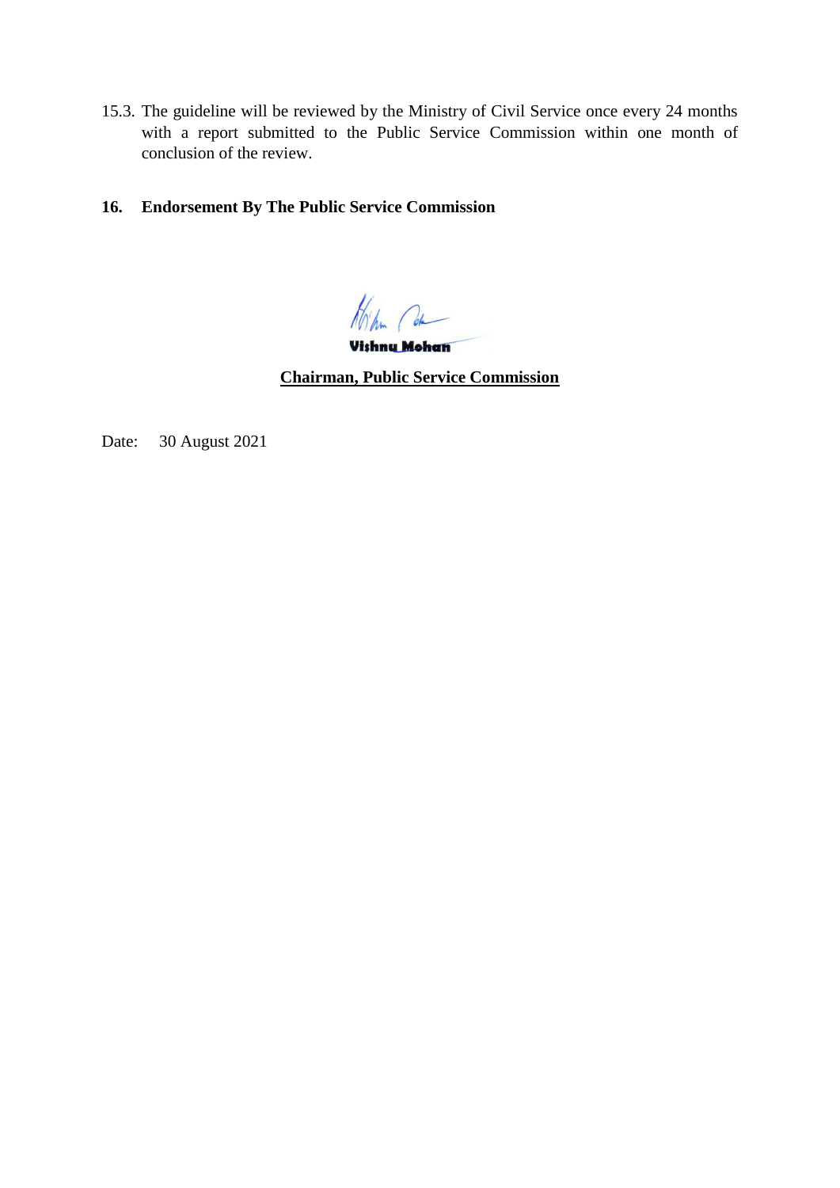15.3. The guideline will be reviewed by the Ministry of Civil Service once every 24 months with a report submitted to the Public Service Commission within one month of conclusion of the review.

## 16. Endorsement By The Public Service Commission

Vishnu Mohan

**Chairman, Public Service Commission**

Date: 30 August 2021